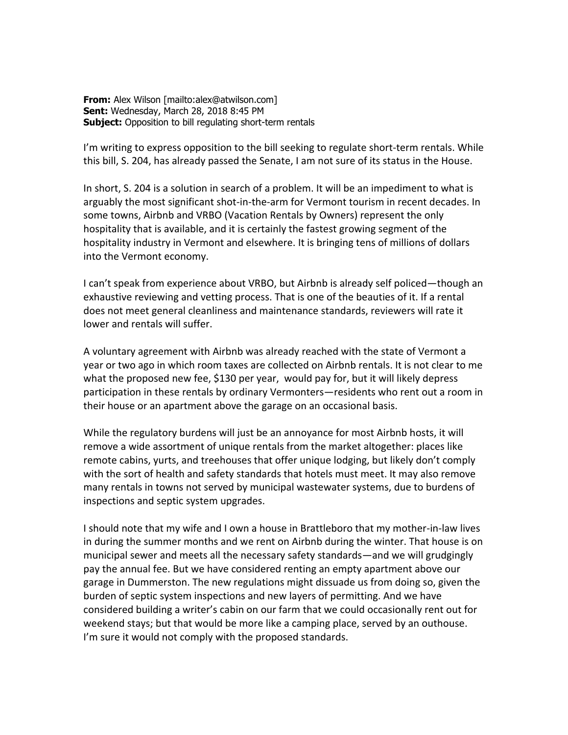**From:** Alex Wilson [mailto:alex@atwilson.com]
**Sent:** Wednesday, March 28, 2018 8:45 PM
**Subject:** Opposition to bill regulating short-term rentals

I'm writing to express opposition to the bill seeking to regulate short-term rentals. While this bill, S. 204, has already passed the Senate, I am not sure of its status in the House.

In short, S. 204 is a solution in search of a problem. It will be an impediment to what is arguably the most significant shot-in-the-arm for Vermont tourism in recent decades. In some towns, Airbnb and VRBO (Vacation Rentals by Owners) represent the only hospitality that is available, and it is certainly the fastest growing segment of the hospitality industry in Vermont and elsewhere. It is bringing tens of millions of dollars into the Vermont economy.

I can't speak from experience about VRBO, but Airbnb is already self policed—though an exhaustive reviewing and vetting process. That is one of the beauties of it. If a rental does not meet general cleanliness and maintenance standards, reviewers will rate it lower and rentals will suffer.

A voluntary agreement with Airbnb was already reached with the state of Vermont a year or two ago in which room taxes are collected on Airbnb rentals. It is not clear to me what the proposed new fee, $130 per year, would pay for, but it will likely depress participation in these rentals by ordinary Vermonters—residents who rent out a room in their house or an apartment above the garage on an occasional basis.

While the regulatory burdens will just be an annoyance for most Airbnb hosts, it will remove a wide assortment of unique rentals from the market altogether: places like remote cabins, yurts, and treehouses that offer unique lodging, but likely don't comply with the sort of health and safety standards that hotels must meet. It may also remove many rentals in towns not served by municipal wastewater systems, due to burdens of inspections and septic system upgrades.

I should note that my wife and I own a house in Brattleboro that my mother-in-law lives in during the summer months and we rent on Airbnb during the winter. That house is on municipal sewer and meets all the necessary safety standards—and we will grudgingly pay the annual fee. But we have considered renting an empty apartment above our garage in Dummerston. The new regulations might dissuade us from doing so, given the burden of septic system inspections and new layers of permitting. And we have considered building a writer's cabin on our farm that we could occasionally rent out for weekend stays; but that would be more like a camping place, served by an outhouse. I'm sure it would not comply with the proposed standards.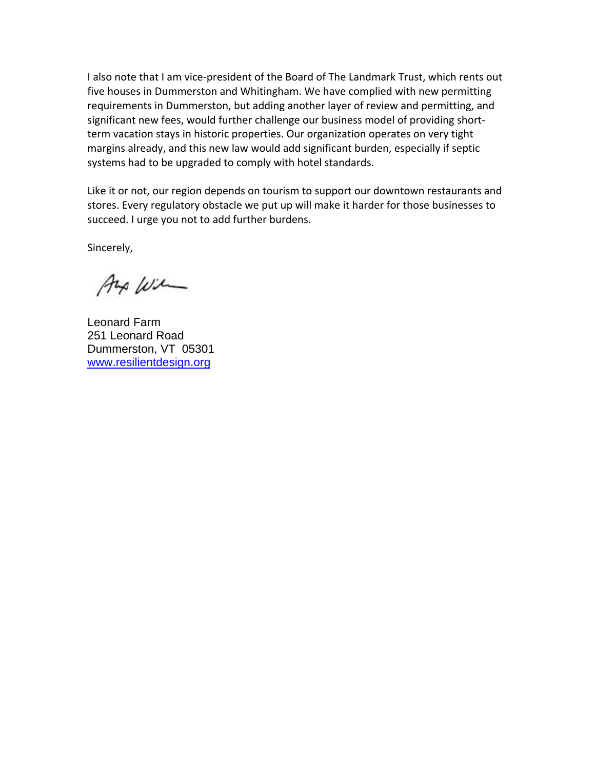I also note that I am vice-president of the Board of The Landmark Trust, which rents out five houses in Dummerston and Whitingham. We have complied with new permitting requirements in Dummerston, but adding another layer of review and permitting, and significant new fees, would further challenge our business model of providing short-term vacation stays in historic properties. Our organization operates on very tight margins already, and this new law would add significant burden, especially if septic systems had to be upgraded to comply with hotel standards.

Like it or not, our region depends on tourism to support our downtown restaurants and stores. Every regulatory obstacle we put up will make it harder for those businesses to succeed. I urge you not to add further burdens.

Sincerely,

Leonard Farm
251 Leonard Road
Dummerston, VT 05301
www.resilientdesign.org